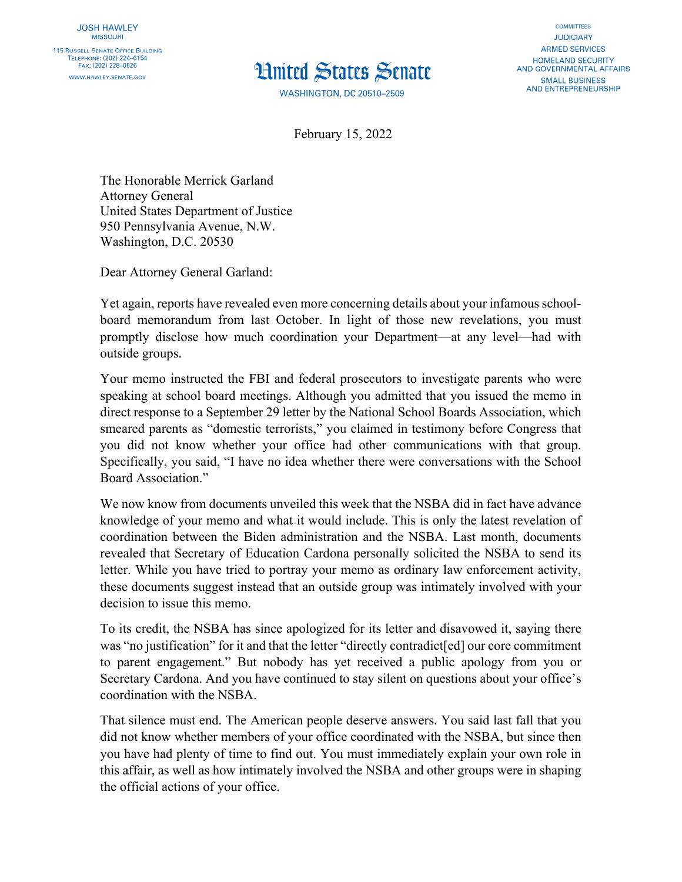JOSH HAWLEY
MISSOURI

115 RUSSELL SENATE OFFICE BUILDING
TELEPHONE: (202) 224–6154
FAX: (202) 228–0526

WWW.HAWLEY.SENATE.GOV

# United States Senate

WASHINGTON, DC 20510–2509

COMMITTEES
JUDICIARY
ARMED SERVICES
HOMELAND SECURITY AND GOVERNMENTAL AFFAIRS
SMALL BUSINESS AND ENTREPRENEURSHIP

February 15, 2022

The Honorable Merrick Garland
Attorney General
United States Department of Justice
950 Pennsylvania Avenue, N.W.
Washington, D.C. 20530

Dear Attorney General Garland:

Yet again, reports have revealed even more concerning details about your infamous school-board memorandum from last October. In light of those new revelations, you must promptly disclose how much coordination your Department—at any level—had with outside groups.

Your memo instructed the FBI and federal prosecutors to investigate parents who were speaking at school board meetings. Although you admitted that you issued the memo in direct response to a September 29 letter by the National School Boards Association, which smeared parents as "domestic terrorists," you claimed in testimony before Congress that you did not know whether your office had other communications with that group. Specifically, you said, "I have no idea whether there were conversations with the School Board Association."

We now know from documents unveiled this week that the NSBA did in fact have advance knowledge of your memo and what it would include. This is only the latest revelation of coordination between the Biden administration and the NSBA. Last month, documents revealed that Secretary of Education Cardona personally solicited the NSBA to send its letter. While you have tried to portray your memo as ordinary law enforcement activity, these documents suggest instead that an outside group was intimately involved with your decision to issue this memo.

To its credit, the NSBA has since apologized for its letter and disavowed it, saying there was "no justification" for it and that the letter "directly contradict[ed] our core commitment to parent engagement." But nobody has yet received a public apology from you or Secretary Cardona. And you have continued to stay silent on questions about your office's coordination with the NSBA.

That silence must end. The American people deserve answers. You said last fall that you did not know whether members of your office coordinated with the NSBA, but since then you have had plenty of time to find out. You must immediately explain your own role in this affair, as well as how intimately involved the NSBA and other groups were in shaping the official actions of your office.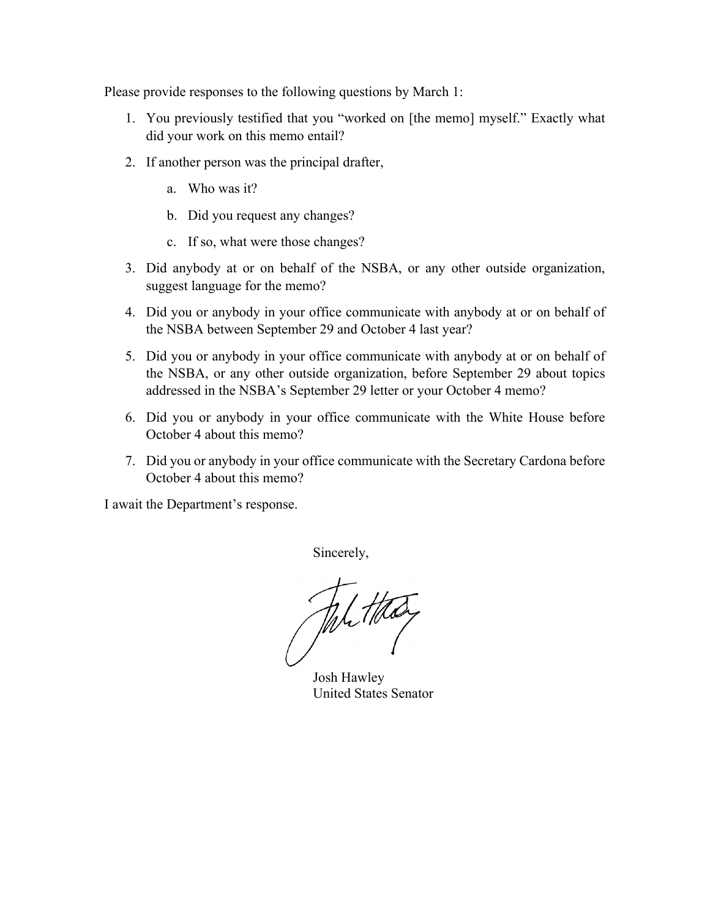Please provide responses to the following questions by March 1:

1. You previously testified that you "worked on [the memo] myself." Exactly what did your work on this memo entail?
2. If another person was the principal drafter,
   a. Who was it?
   b. Did you request any changes?
   c. If so, what were those changes?
3. Did anybody at or on behalf of the NSBA, or any other outside organization, suggest language for the memo?
4. Did you or anybody in your office communicate with anybody at or on behalf of the NSBA between September 29 and October 4 last year?
5. Did you or anybody in your office communicate with anybody at or on behalf of the NSBA, or any other outside organization, before September 29 about topics addressed in the NSBA's September 29 letter or your October 4 memo?
6. Did you or anybody in your office communicate with the White House before October 4 about this memo?
7. Did you or anybody in your office communicate with the Secretary Cardona before October 4 about this memo?

I await the Department's response.

Sincerely,

Josh Hawley
United States Senator